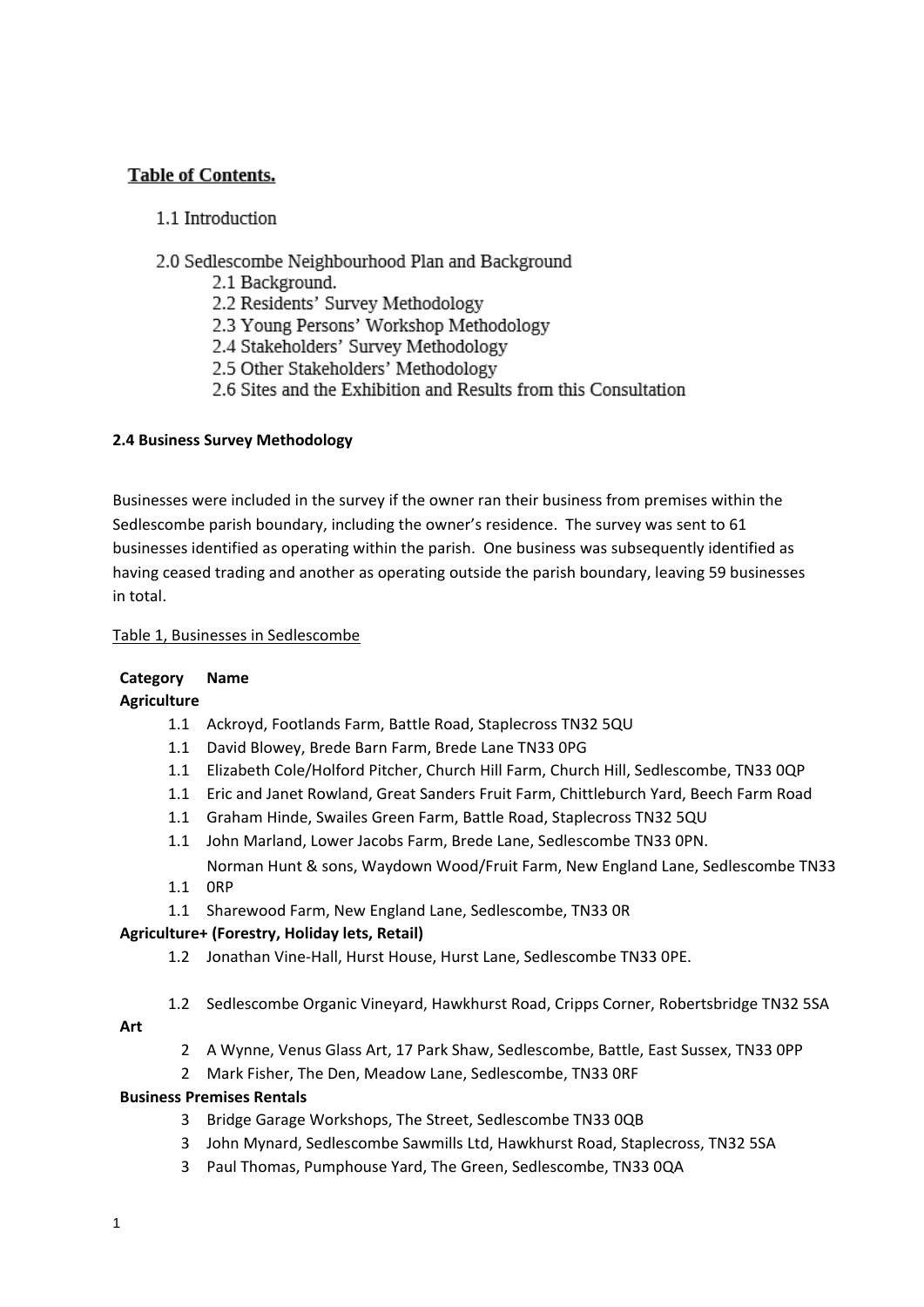## Table of Contents.

1.1 Introduction

2.0 Sedlescombe Neighbourhood Plan and Background
- 2.1 Background.
- 2.2 Residents' Survey Methodology
- 2.3 Young Persons' Workshop Methodology
- 2.4 Stakeholders' Survey Methodology
- 2.5 Other Stakeholders' Methodology
- 2.6 Sites and the Exhibition and Results from this Consultation

**2.4 Business Survey Methodology**

Businesses were included in the survey if the owner ran their business from premises within the Sedlescombe parish boundary, including the owner's residence. The survey was sent to 61 businesses identified as operating within the parish. One business was subsequently identified as having ceased trading and another as operating outside the parish boundary, leaving 59 businesses in total.

Table 1, Businesses in Sedlescombe

| Category | Name |
|---|---|
| **Agriculture** | |
| 1.1 | Ackroyd, Footlands Farm, Battle Road, Staplecross TN32 5QU |
| 1.1 | David Blowey, Brede Barn Farm, Brede Lane TN33 0PG |
| 1.1 | Elizabeth Cole/Holford Pitcher, Church Hill Farm, Church Hill, Sedlescombe, TN33 0QP |
| 1.1 | Eric and Janet Rowland, Great Sanders Fruit Farm, Chittleburch Yard, Beech Farm Road |
| 1.1 | Graham Hinde, Swailes Green Farm, Battle Road, Staplecross TN32 5QU |
| 1.1 | John Marland, Lower Jacobs Farm, Brede Lane, Sedlescombe TN33 0PN. |
| 1.1 | Norman Hunt & sons, Waydown Wood/Fruit Farm, New England Lane, Sedlescombe TN33 0RP |
| 1.1 | Sharewood Farm, New England Lane, Sedlescombe, TN33 0R |
| **Agriculture+ (Forestry, Holiday lets, Retail)** | |
| 1.2 | Jonathan Vine-Hall, Hurst House, Hurst Lane, Sedlescombe TN33 0PE. |
| 1.2 | Sedlescombe Organic Vineyard, Hawkhurst Road, Cripps Corner, Robertsbridge TN32 5SA |
| **Art** | |
| 2 | A Wynne, Venus Glass Art, 17 Park Shaw, Sedlescombe, Battle, East Sussex, TN33 0PP |
| 2 | Mark Fisher, The Den, Meadow Lane, Sedlescombe, TN33 0RF |
| **Business Premises Rentals** | |
| 3 | Bridge Garage Workshops, The Street, Sedlescombe TN33 0QB |
| 3 | John Mynard, Sedlescombe Sawmills Ltd, Hawkhurst Road, Staplecross, TN32 5SA |
| 3 | Paul Thomas, Pumphouse Yard, The Green, Sedlescombe, TN33 0QA |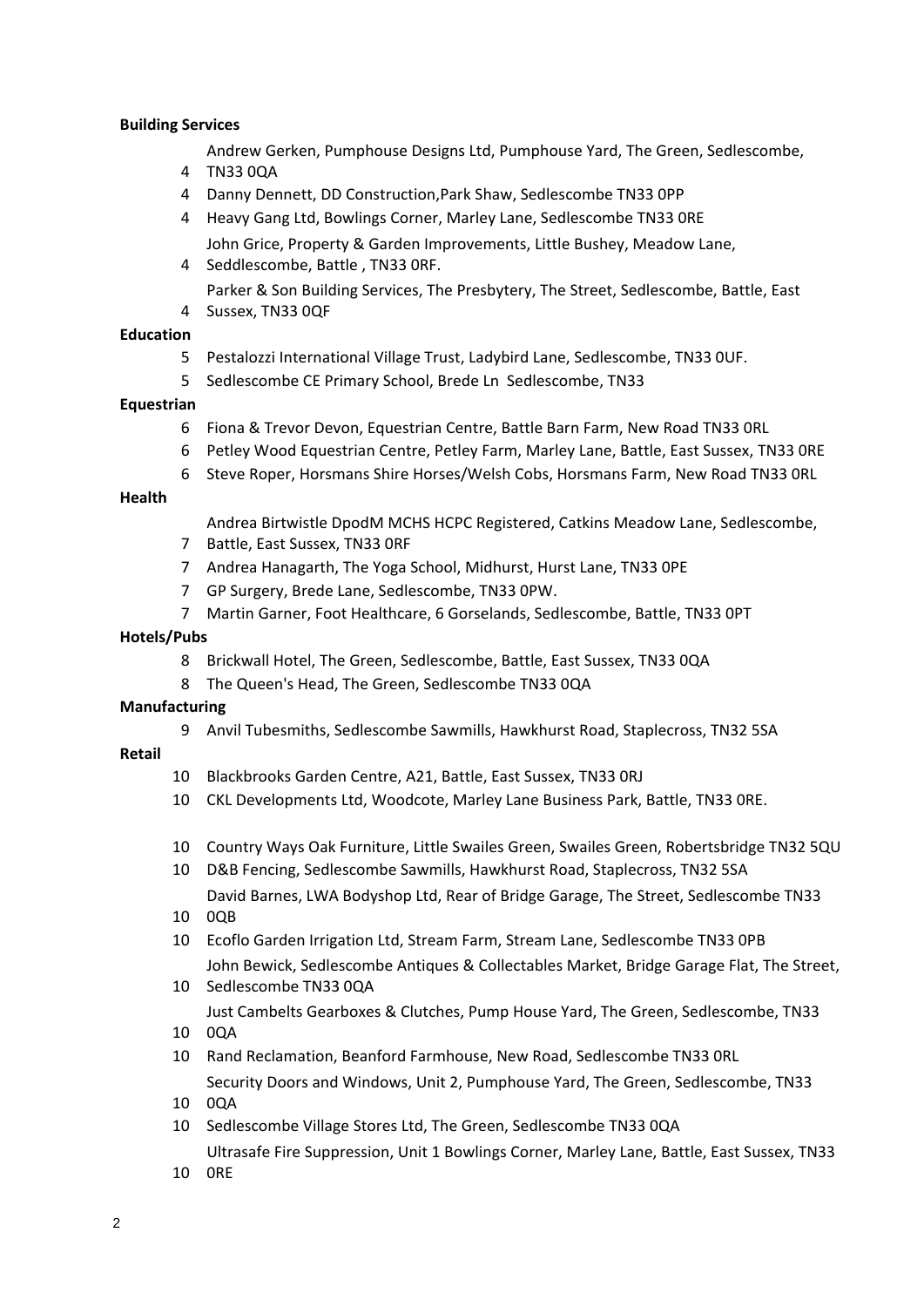**Building Services**

4 Andrew Gerken, Pumphouse Designs Ltd, Pumphouse Yard, The Green, Sedlescombe, TN33 0QA

4 Danny Dennett, DD Construction,Park Shaw, Sedlescombe TN33 0PP

4 Heavy Gang Ltd, Bowlings Corner, Marley Lane, Sedlescombe TN33 0RE

4 John Grice, Property & Garden Improvements, Little Bushey, Meadow Lane, Seddlescombe, Battle , TN33 0RF.

4 Parker & Son Building Services, The Presbytery, The Street, Sedlescombe, Battle, East Sussex, TN33 0QF

**Education**

5 Pestalozzi International Village Trust, Ladybird Lane, Sedlescombe, TN33 0UF.

5 Sedlescombe CE Primary School, Brede Ln Sedlescombe, TN33

**Equestrian**

6 Fiona & Trevor Devon, Equestrian Centre, Battle Barn Farm, New Road TN33 0RL

6 Petley Wood Equestrian Centre, Petley Farm, Marley Lane, Battle, East Sussex, TN33 0RE

6 Steve Roper, Horsmans Shire Horses/Welsh Cobs, Horsmans Farm, New Road TN33 0RL

**Health**

7 Andrea Birtwistle DpodM MCHS HCPC Registered, Catkins Meadow Lane, Sedlescombe, Battle, East Sussex, TN33 0RF

7 Andrea Hanagarth, The Yoga School, Midhurst, Hurst Lane, TN33 0PE

7 GP Surgery, Brede Lane, Sedlescombe, TN33 0PW.

7 Martin Garner, Foot Healthcare, 6 Gorselands, Sedlescombe, Battle, TN33 0PT

**Hotels/Pubs**

8 Brickwall Hotel, The Green, Sedlescombe, Battle, East Sussex, TN33 0QA

8 The Queen's Head, The Green, Sedlescombe TN33 0QA

**Manufacturing**

9 Anvil Tubesmiths, Sedlescombe Sawmills, Hawkhurst Road, Staplecross, TN32 5SA

**Retail**

10 Blackbrooks Garden Centre, A21, Battle, East Sussex, TN33 0RJ

10 CKL Developments Ltd, Woodcote, Marley Lane Business Park, Battle, TN33 0RE.

10 Country Ways Oak Furniture, Little Swailes Green, Swailes Green, Robertsbridge TN32 5QU

10 D&B Fencing, Sedlescombe Sawmills, Hawkhurst Road, Staplecross, TN32 5SA

10 David Barnes, LWA Bodyshop Ltd, Rear of Bridge Garage, The Street, Sedlescombe TN33 0QB

10 Ecoflo Garden Irrigation Ltd, Stream Farm, Stream Lane, Sedlescombe TN33 0PB

10 John Bewick, Sedlescombe Antiques & Collectables Market, Bridge Garage Flat, The Street, Sedlescombe TN33 0QA

10 Just Cambelts Gearboxes & Clutches, Pump House Yard, The Green, Sedlescombe, TN33 0QA

10 Rand Reclamation, Beanford Farmhouse, New Road, Sedlescombe TN33 0RL

10 Security Doors and Windows, Unit 2, Pumphouse Yard, The Green, Sedlescombe, TN33 0QA

10 Sedlescombe Village Stores Ltd, The Green, Sedlescombe TN33 0QA

10 Ultrasafe Fire Suppression, Unit 1 Bowlings Corner, Marley Lane, Battle, East Sussex, TN33 0RE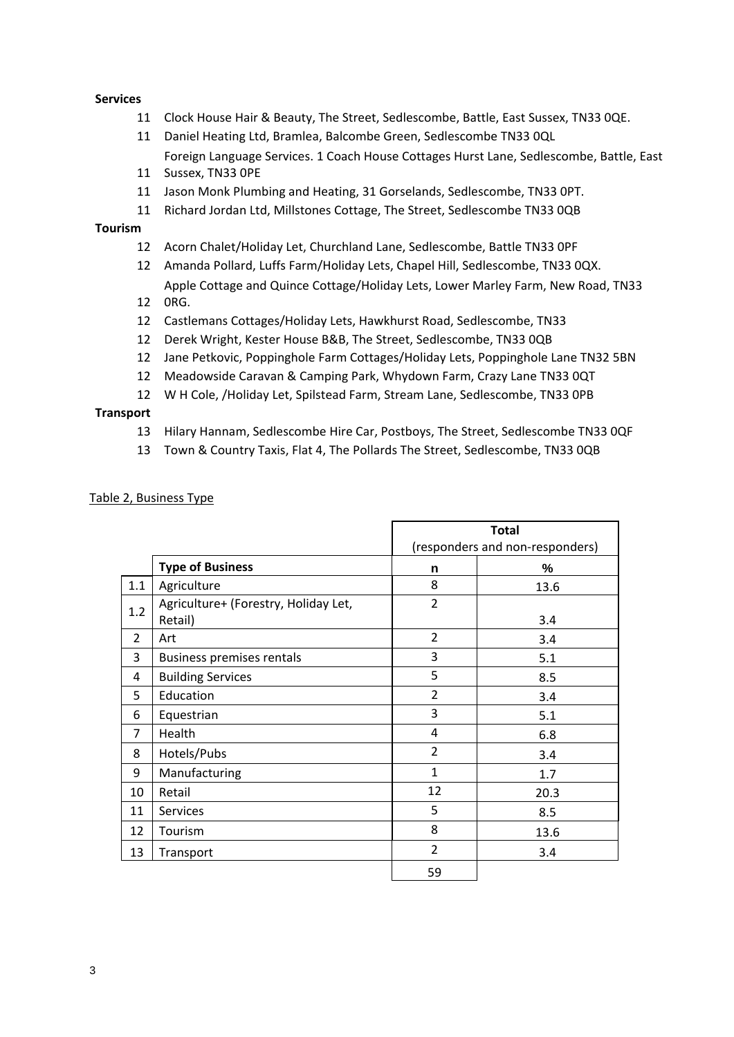**Services**

- 11 Clock House Hair & Beauty, The Street, Sedlescombe, Battle, East Sussex, TN33 0QE.
- 11 Daniel Heating Ltd, Bramlea, Balcombe Green, Sedlescombe TN33 0QL
- 11 Foreign Language Services. 1 Coach House Cottages Hurst Lane, Sedlescombe, Battle, East Sussex, TN33 0PE
- 11 Jason Monk Plumbing and Heating, 31 Gorselands, Sedlescombe, TN33 0PT.
- 11 Richard Jordan Ltd, Millstones Cottage, The Street, Sedlescombe TN33 0QB

**Tourism**

- 12 Acorn Chalet/Holiday Let, Churchland Lane, Sedlescombe, Battle TN33 0PF
- 12 Amanda Pollard, Luffs Farm/Holiday Lets, Chapel Hill, Sedlescombe, TN33 0QX.
- 12 Apple Cottage and Quince Cottage/Holiday Lets, Lower Marley Farm, New Road, TN33 0RG.
- 12 Castlemans Cottages/Holiday Lets, Hawkhurst Road, Sedlescombe, TN33
- 12 Derek Wright, Kester House B&B, The Street, Sedlescombe, TN33 0QB
- 12 Jane Petkovic, Poppinghole Farm Cottages/Holiday Lets, Poppinghole Lane TN32 5BN
- 12 Meadowside Caravan & Camping Park, Whydown Farm, Crazy Lane TN33 0QT
- 12 W H Cole, /Holiday Let, Spilstead Farm, Stream Lane, Sedlescombe, TN33 0PB

**Transport**

- 13 Hilary Hannam, Sedlescombe Hire Car, Postboys, The Street, Sedlescombe TN33 0QF
- 13 Town & Country Taxis, Flat 4, The Pollards The Street, Sedlescombe, TN33 0QB

Table 2, Business Type

| | | Total (responders and non-responders) | |
|---|---|---|---|
| | **Type of Business** | **n** | **%** |
| 1.1 | Agriculture | 8 | 13.6 |
| 1.2 | Agriculture+ (Forestry, Holiday Let, Retail) | 2 | 3.4 |
| 2 | Art | 2 | 3.4 |
| 3 | Business premises rentals | 3 | 5.1 |
| 4 | Building Services | 5 | 8.5 |
| 5 | Education | 2 | 3.4 |
| 6 | Equestrian | 3 | 5.1 |
| 7 | Health | 4 | 6.8 |
| 8 | Hotels/Pubs | 2 | 3.4 |
| 9 | Manufacturing | 1 | 1.7 |
| 10 | Retail | 12 | 20.3 |
| 11 | Services | 5 | 8.5 |
| 12 | Tourism | 8 | 13.6 |
| 13 | Transport | 2 | 3.4 |
| | | 59 | |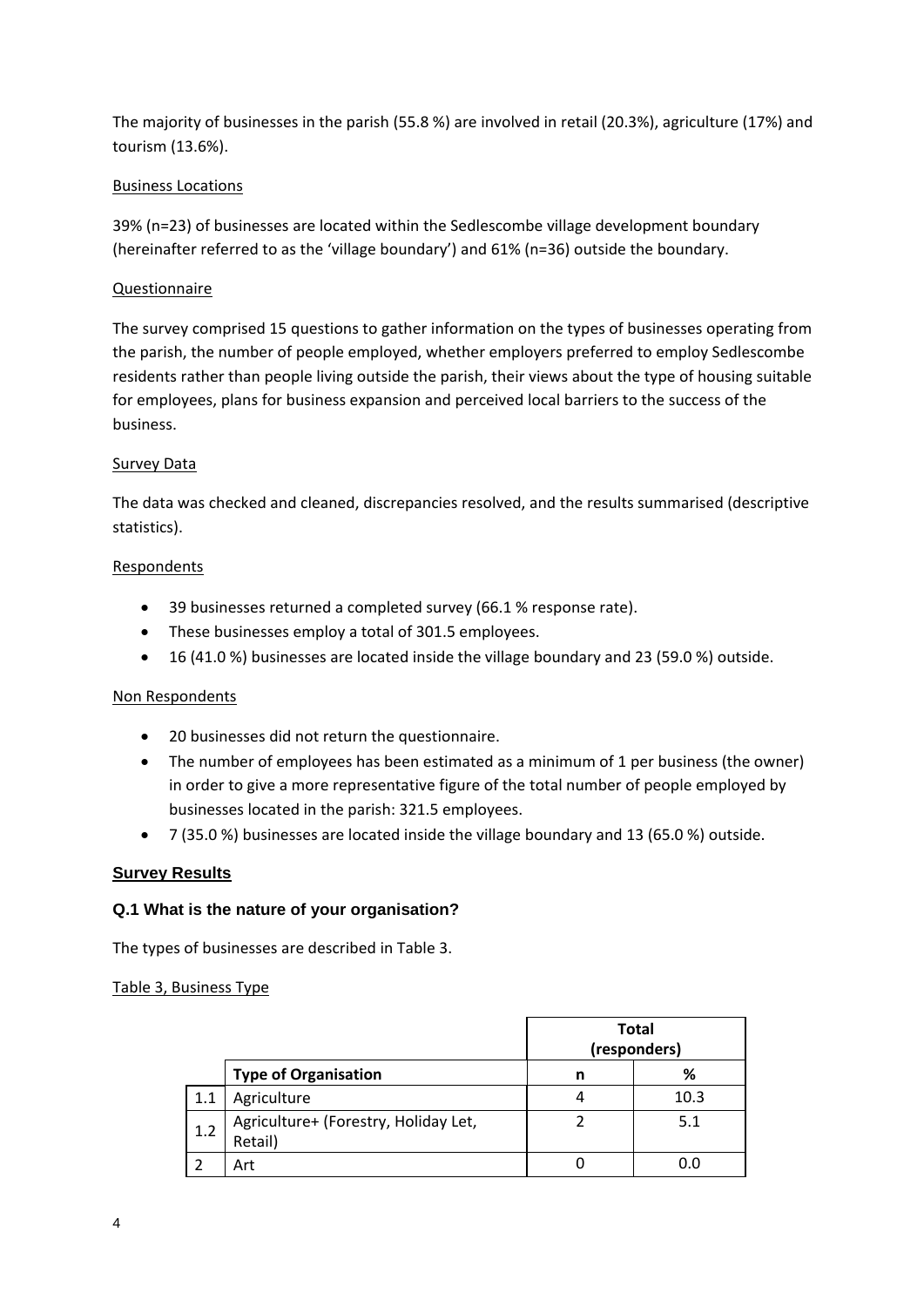The majority of businesses in the parish (55.8 %) are involved in retail (20.3%), agriculture (17%) and tourism (13.6%).

Business Locations

39% (n=23) of businesses are located within the Sedlescombe village development boundary (hereinafter referred to as the 'village boundary') and 61% (n=36) outside the boundary.

Questionnaire

The survey comprised 15 questions to gather information on the types of businesses operating from the parish, the number of people employed, whether employers preferred to employ Sedlescombe residents rather than people living outside the parish, their views about the type of housing suitable for employees, plans for business expansion and perceived local barriers to the success of the business.

Survey Data

The data was checked and cleaned, discrepancies resolved, and the results summarised (descriptive statistics).

Respondents

- 39 businesses returned a completed survey (66.1 % response rate).
- These businesses employ a total of 301.5 employees.
- 16 (41.0 %) businesses are located inside the village boundary and 23 (59.0 %) outside.

Non Respondents

- 20 businesses did not return the questionnaire.
- The number of employees has been estimated as a minimum of 1 per business (the owner) in order to give a more representative figure of the total number of people employed by businesses located in the parish: 321.5 employees.
- 7 (35.0 %) businesses are located inside the village boundary and 13 (65.0 %) outside.

## Survey Results

### Q.1 What is the nature of your organisation?

The types of businesses are described in Table 3.

Table 3, Business Type

| | | **Total (responders)** | |
|---|---|---|---|
| | **Type of Organisation** | **n** | **%** |
| 1.1 | Agriculture | 4 | 10.3 |
| 1.2 | Agriculture+ (Forestry, Holiday Let, Retail) | 2 | 5.1 |
| 2 | Art | 0 | 0.0 |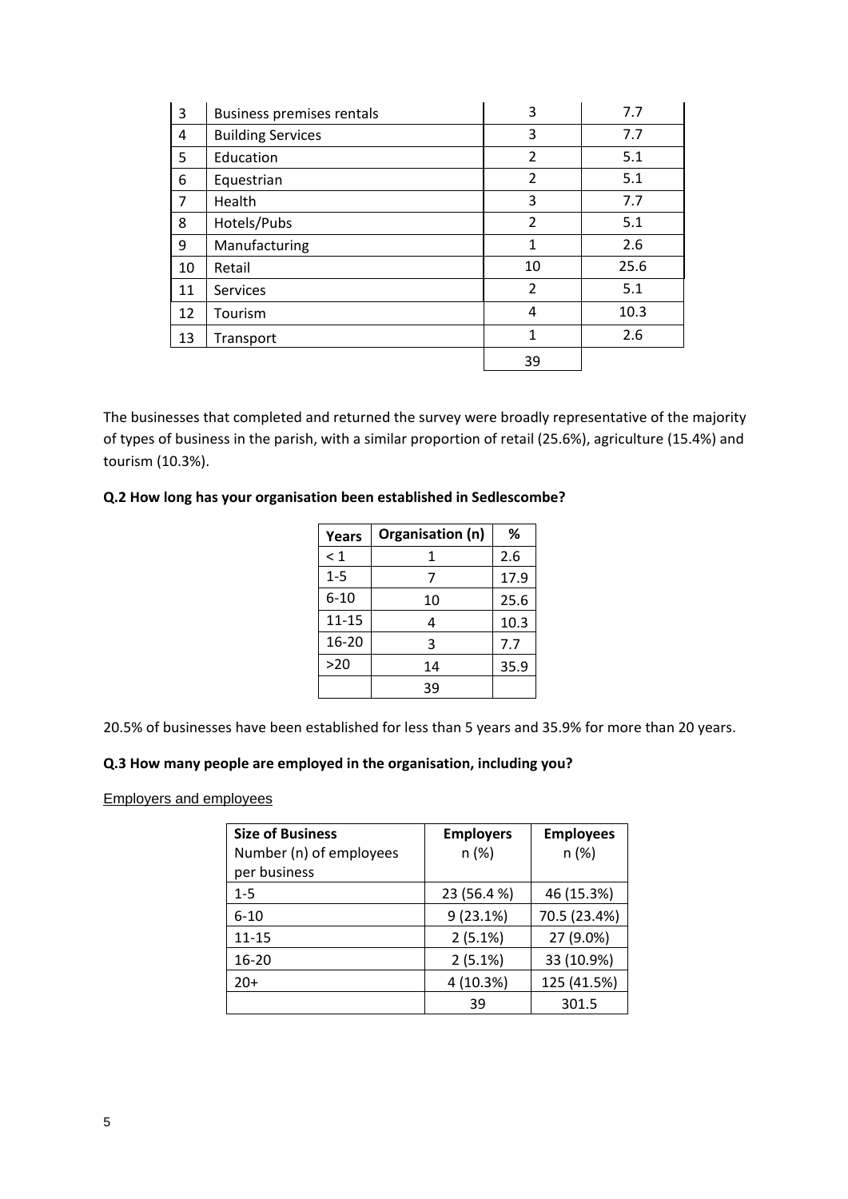| | | | |
|---|---|---|---|
| 3 | Business premises rentals | 3 | 7.7 |
| 4 | Building Services | 3 | 7.7 |
| 5 | Education | 2 | 5.1 |
| 6 | Equestrian | 2 | 5.1 |
| 7 | Health | 3 | 7.7 |
| 8 | Hotels/Pubs | 2 | 5.1 |
| 9 | Manufacturing | 1 | 2.6 |
| 10 | Retail | 10 | 25.6 |
| 11 | Services | 2 | 5.1 |
| 12 | Tourism | 4 | 10.3 |
| 13 | Transport | 1 | 2.6 |
| | | 39 | |

The businesses that completed and returned the survey were broadly representative of the majority of types of business in the parish, with a similar proportion of retail (25.6%), agriculture (15.4%) and tourism (10.3%).

**Q.2 How long has your organisation been established in Sedlescombe?**

| Years | Organisation (n) | % |
|---|---|---|
| < 1 | 1 | 2.6 |
| 1-5 | 7 | 17.9 |
| 6-10 | 10 | 25.6 |
| 11-15 | 4 | 10.3 |
| 16-20 | 3 | 7.7 |
| >20 | 14 | 35.9 |
| | 39 | |

20.5% of businesses have been established for less than 5 years and 35.9% for more than 20 years.

**Q.3 How many people are employed in the organisation, including you?**

Employers and employees

| **Size of Business** Number (n) of employees per business | **Employers** n (%) | **Employees** n (%) |
|---|---|---|
| 1-5 | 23 (56.4 %) | 46 (15.3%) |
| 6-10 | 9 (23.1%) | 70.5 (23.4%) |
| 11-15 | 2 (5.1%) | 27 (9.0%) |
| 16-20 | 2 (5.1%) | 33 (10.9%) |
| 20+ | 4 (10.3%) | 125 (41.5%) |
| | 39 | 301.5 |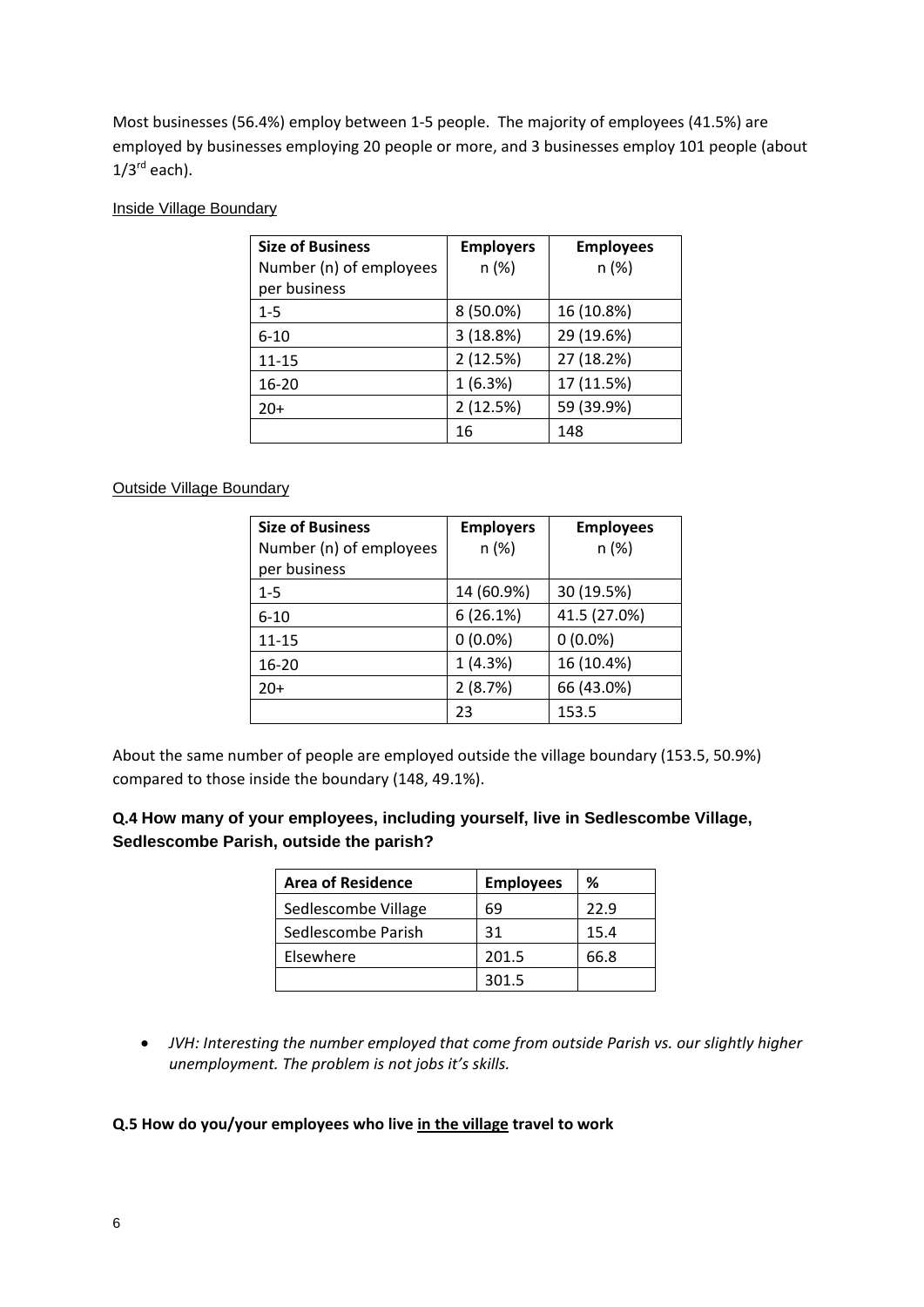Most businesses (56.4%) employ between 1-5 people. The majority of employees (41.5%) are employed by businesses employing 20 people or more, and 3 businesses employ 101 people (about 1/3rd each).

Inside Village Boundary

| Size of Business Number (n) of employees per business | Employers n (%) | Employees n (%) |
|---|---|---|
| 1-5 | 8 (50.0%) | 16 (10.8%) |
| 6-10 | 3 (18.8%) | 29 (19.6%) |
| 11-15 | 2 (12.5%) | 27 (18.2%) |
| 16-20 | 1 (6.3%) | 17 (11.5%) |
| 20+ | 2 (12.5%) | 59 (39.9%) |
| | 16 | 148 |

Outside Village Boundary

| Size of Business Number (n) of employees per business | Employers n (%) | Employees n (%) |
|---|---|---|
| 1-5 | 14 (60.9%) | 30 (19.5%) |
| 6-10 | 6 (26.1%) | 41.5 (27.0%) |
| 11-15 | 0 (0.0%) | 0 (0.0%) |
| 16-20 | 1 (4.3%) | 16 (10.4%) |
| 20+ | 2 (8.7%) | 66 (43.0%) |
| | 23 | 153.5 |

About the same number of people are employed outside the village boundary (153.5, 50.9%) compared to those inside the boundary (148, 49.1%).

### Q.4 How many of your employees, including yourself, live in Sedlescombe Village, Sedlescombe Parish, outside the parish?

| Area of Residence | Employees | % |
|---|---|---|
| Sedlescombe Village | 69 | 22.9 |
| Sedlescombe Parish | 31 | 15.4 |
| Elsewhere | 201.5 | 66.8 |
| | 301.5 | |

- *JVH: Interesting the number employed that come from outside Parish vs. our slightly higher unemployment. The problem is not jobs it's skills.*

**Q.5 How do you/your employees who live <u>in the village</u> travel to work**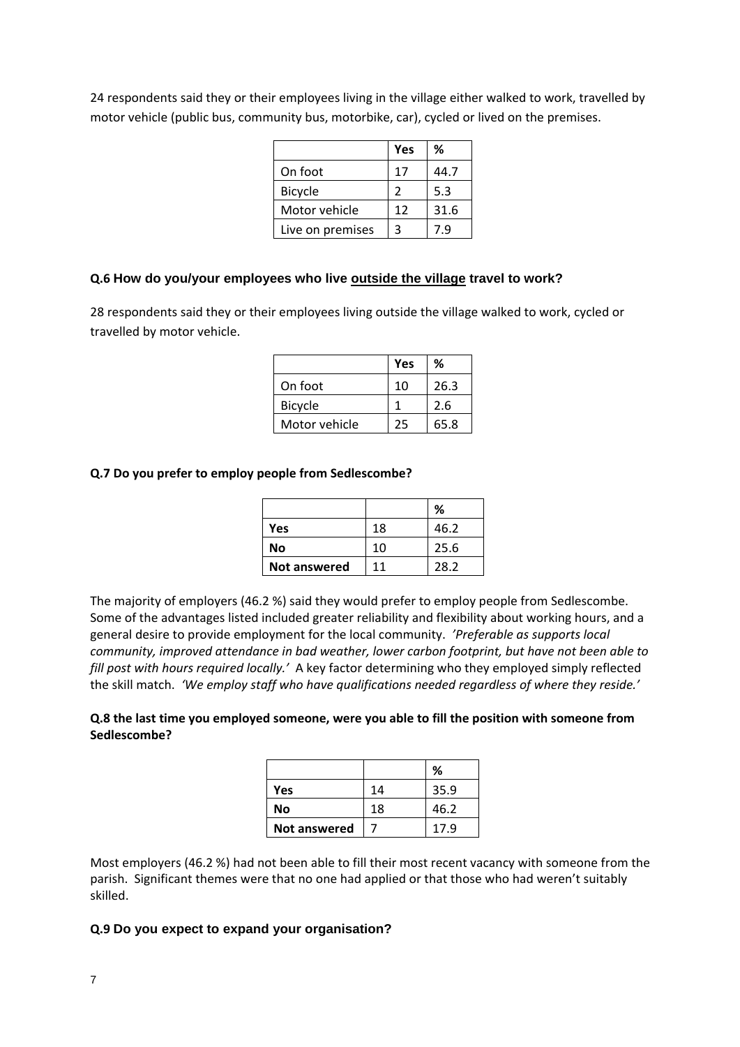24 respondents said they or their employees living in the village either walked to work, travelled by motor vehicle (public bus, community bus, motorbike, car), cycled or lived on the premises.

| | Yes | % |
|---|---|---|
| On foot | 17 | 44.7 |
| Bicycle | 2 | 5.3 |
| Motor vehicle | 12 | 31.6 |
| Live on premises | 3 | 7.9 |

### Q.6 How do you/your employees who live outside the village travel to work?

28 respondents said they or their employees living outside the village walked to work, cycled or travelled by motor vehicle.

| | Yes | % |
|---|---|---|
| On foot | 10 | 26.3 |
| Bicycle | 1 | 2.6 |
| Motor vehicle | 25 | 65.8 |

### Q.7 Do you prefer to employ people from Sedlescombe?

| | | % |
|---|---|---|
| **Yes** | 18 | 46.2 |
| **No** | 10 | 25.6 |
| **Not answered** | 11 | 28.2 |

The majority of employers (46.2 %) said they would prefer to employ people from Sedlescombe. Some of the advantages listed included greater reliability and flexibility about working hours, and a general desire to provide employment for the local community. *'Preferable as supports local community, improved attendance in bad weather, lower carbon footprint, but have not been able to fill post with hours required locally.'* A key factor determining who they employed simply reflected the skill match. *'We employ staff who have qualifications needed regardless of where they reside.'*

### Q.8 the last time you employed someone, were you able to fill the position with someone from Sedlescombe?

| | | % |
|---|---|---|
| **Yes** | 14 | 35.9 |
| **No** | 18 | 46.2 |
| **Not answered** | 7 | 17.9 |

Most employers (46.2 %) had not been able to fill their most recent vacancy with someone from the parish. Significant themes were that no one had applied or that those who had weren't suitably skilled.

### Q.9 Do you expect to expand your organisation?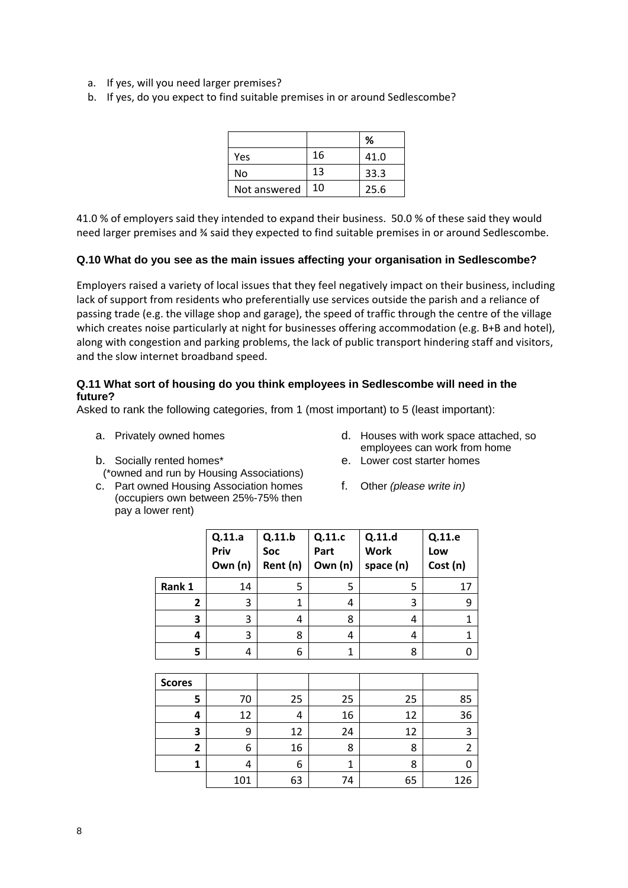a. If yes, will you need larger premises?
b. If yes, do you expect to find suitable premises in or around Sedlescombe?

| | | % |
|---|---|---|
| Yes | 16 | 41.0 |
| No | 13 | 33.3 |
| Not answered | 10 | 25.6 |

41.0 % of employers said they intended to expand their business. 50.0 % of these said they would need larger premises and ¾ said they expected to find suitable premises in or around Sedlescombe.

### Q.10 What do you see as the main issues affecting your organisation in Sedlescombe?

Employers raised a variety of local issues that they feel negatively impact on their business, including lack of support from residents who preferentially use services outside the parish and a reliance of passing trade (e.g. the village shop and garage), the speed of traffic through the centre of the village which creates noise particularly at night for businesses offering accommodation (e.g. B+B and hotel), along with congestion and parking problems, the lack of public transport hindering staff and visitors, and the slow internet broadband speed.

### Q.11 What sort of housing do you think employees in Sedlescombe will need in the future?

Asked to rank the following categories, from 1 (most important) to 5 (least important):

a. Privately owned homes
b. Socially rented homes*
   (*owned and run by Housing Associations)
c. Part owned Housing Association homes (occupiers own between 25%-75% then pay a lower rent)
d. Houses with work space attached, so employees can work from home
e. Lower cost starter homes
f. Other *(please write in)*

| | Q.11.a Priv Own (n) | Q.11.b Soc Rent (n) | Q.11.c Part Own (n) | Q.11.d Work space (n) | Q.11.e Low Cost (n) |
|---|---|---|---|---|---|
| **Rank 1** | 14 | 5 | 5 | 5 | 17 |
| **2** | 3 | 1 | 4 | 3 | 9 |
| **3** | 3 | 4 | 8 | 4 | 1 |
| **4** | 3 | 8 | 4 | 4 | 1 |
| **5** | 4 | 6 | 1 | 8 | 0 |

| **Scores** | | | | | |
|---|---|---|---|---|---|
| **5** | 70 | 25 | 25 | 25 | 85 |
| **4** | 12 | 4 | 16 | 12 | 36 |
| **3** | 9 | 12 | 24 | 12 | 3 |
| **2** | 6 | 16 | 8 | 8 | 2 |
| **1** | 4 | 6 | 1 | 8 | 0 |
| | 101 | 63 | 74 | 65 | 126 |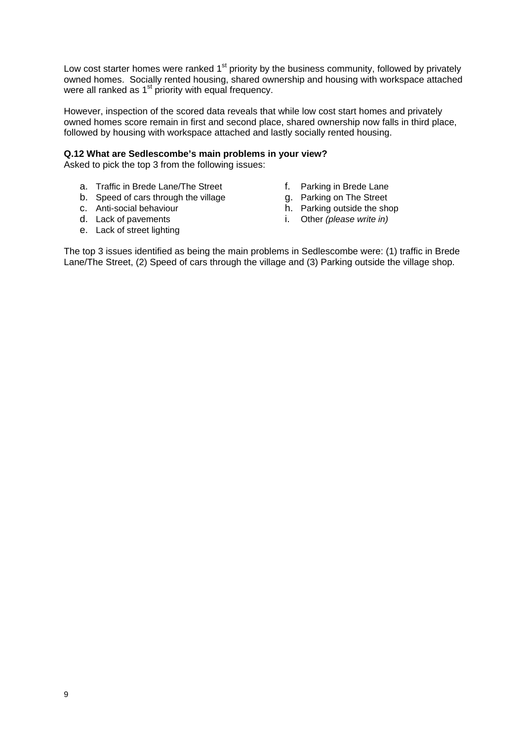Low cost starter homes were ranked 1st priority by the business community, followed by privately owned homes. Socially rented housing, shared ownership and housing with workspace attached were all ranked as 1st priority with equal frequency.

However, inspection of the scored data reveals that while low cost start homes and privately owned homes score remain in first and second place, shared ownership now falls in third place, followed by housing with workspace attached and lastly socially rented housing.

**Q.12 What are Sedlescombe's main problems in your view?**
Asked to pick the top 3 from the following issues:

a. Traffic in Brede Lane/The Street
b. Speed of cars through the village
c. Anti-social behaviour
d. Lack of pavements
e. Lack of street lighting
f. Parking in Brede Lane
g. Parking on The Street
h. Parking outside the shop
i. Other *(please write in)*

The top 3 issues identified as being the main problems in Sedlescombe were: (1) traffic in Brede Lane/The Street, (2) Speed of cars through the village and (3) Parking outside the village shop.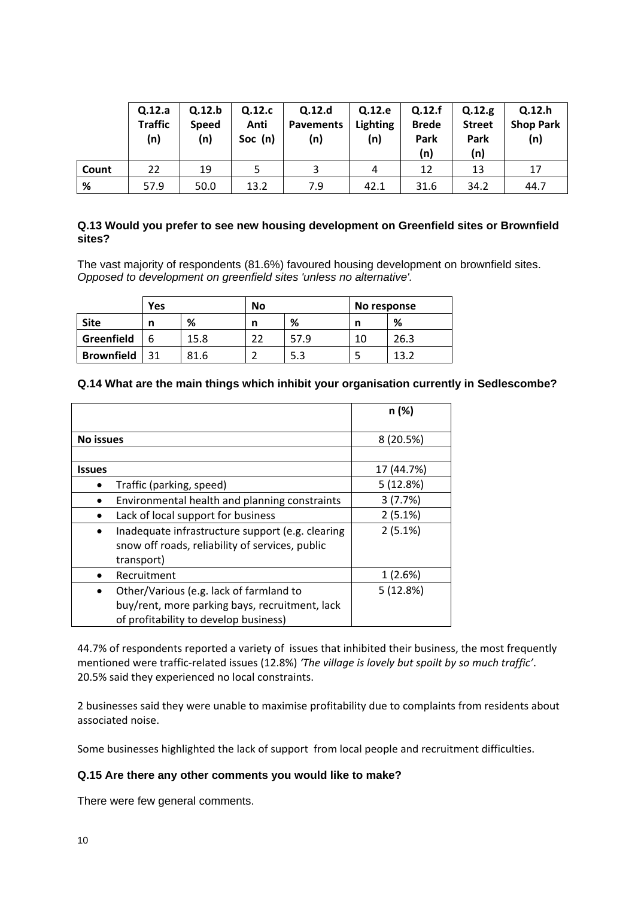| | Q.12.a Traffic (n) | Q.12.b Speed (n) | Q.12.c Anti Soc (n) | Q.12.d Pavements (n) | Q.12.e Lighting (n) | Q.12.f Brede Park (n) | Q.12.g Street Park (n) | Q.12.h Shop Park (n) |
|---|---|---|---|---|---|---|---|---|
| **Count** | 22 | 19 | 5 | 3 | 4 | 12 | 13 | 17 |
| **%** | 57.9 | 50.0 | 13.2 | 7.9 | 42.1 | 31.6 | 34.2 | 44.7 |

### Q.13 Would you prefer to see new housing development on Greenfield sites or Brownfield sites?

The vast majority of respondents (81.6%) favoured housing development on brownfield sites. *Opposed to development on greenfield sites 'unless no alternative'.*

| | Yes | | No | | No response | |
|---|---|---|---|---|---|---|
| **Site** | **n** | **%** | **n** | **%** | **n** | **%** |
| **Greenfield** | 6 | 15.8 | 22 | 57.9 | 10 | 26.3 |
| **Brownfield** | 31 | 81.6 | 2 | 5.3 | 5 | 13.2 |

### Q.14 What are the main things which inhibit your organisation currently in Sedlescombe?

| | n (%) |
|---|---|
| **No issues** | 8 (20.5%) |
| | |
| **Issues** | 17 (44.7%) |
| • Traffic (parking, speed) | 5 (12.8%) |
| • Environmental health and planning constraints | 3 (7.7%) |
| • Lack of local support for business | 2 (5.1%) |
| • Inadequate infrastructure support (e.g. clearing snow off roads, reliability of services, public transport) | 2 (5.1%) |
| • Recruitment | 1 (2.6%) |
| • Other/Various (e.g. lack of farmland to buy/rent, more parking bays, recruitment, lack of profitability to develop business) | 5 (12.8%) |

44.7% of respondents reported a variety of issues that inhibited their business, the most frequently mentioned were traffic-related issues (12.8%) *'The village is lovely but spoilt by so much traffic'*. 20.5% said they experienced no local constraints.

2 businesses said they were unable to maximise profitability due to complaints from residents about associated noise.

Some businesses highlighted the lack of support from local people and recruitment difficulties.

### Q.15 Are there any other comments you would like to make?

There were few general comments.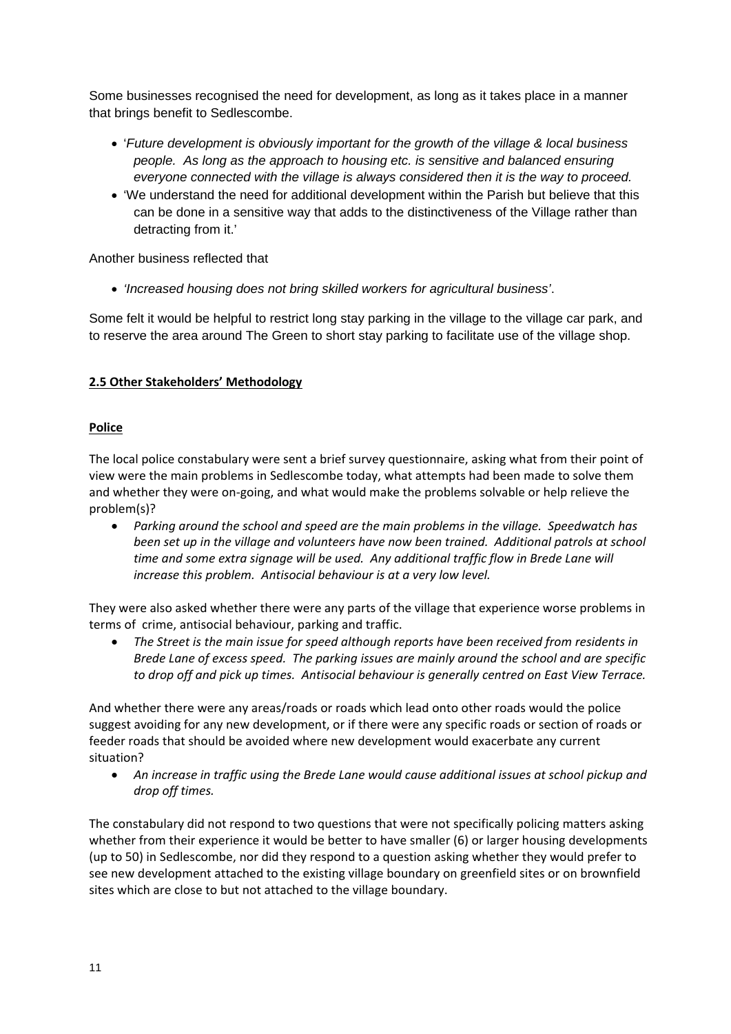Some businesses recognised the need for development, as long as it takes place in a manner that brings benefit to Sedlescombe.

- '*Future development is obviously important for the growth of the village & local business people. As long as the approach to housing etc. is sensitive and balanced ensuring everyone connected with the village is always considered then it is the way to proceed.*
- 'We understand the need for additional development within the Parish but believe that this can be done in a sensitive way that adds to the distinctiveness of the Village rather than detracting from it.'

Another business reflected that

- *'Increased housing does not bring skilled workers for agricultural business'*.

Some felt it would be helpful to restrict long stay parking in the village to the village car park, and to reserve the area around The Green to short stay parking to facilitate use of the village shop.

**2.5 Other Stakeholders' Methodology**

**Police**

The local police constabulary were sent a brief survey questionnaire, asking what from their point of view were the main problems in Sedlescombe today, what attempts had been made to solve them and whether they were on-going, and what would make the problems solvable or help relieve the problem(s)?

- *Parking around the school and speed are the main problems in the village. Speedwatch has been set up in the village and volunteers have now been trained. Additional patrols at school time and some extra signage will be used. Any additional traffic flow in Brede Lane will increase this problem. Antisocial behaviour is at a very low level.*

They were also asked whether there were any parts of the village that experience worse problems in terms of crime, antisocial behaviour, parking and traffic.

- *The Street is the main issue for speed although reports have been received from residents in Brede Lane of excess speed. The parking issues are mainly around the school and are specific to drop off and pick up times. Antisocial behaviour is generally centred on East View Terrace.*

And whether there were any areas/roads or roads which lead onto other roads would the police suggest avoiding for any new development, or if there were any specific roads or section of roads or feeder roads that should be avoided where new development would exacerbate any current situation?

- *An increase in traffic using the Brede Lane would cause additional issues at school pickup and drop off times.*

The constabulary did not respond to two questions that were not specifically policing matters asking whether from their experience it would be better to have smaller (6) or larger housing developments (up to 50) in Sedlescombe, nor did they respond to a question asking whether they would prefer to see new development attached to the existing village boundary on greenfield sites or on brownfield sites which are close to but not attached to the village boundary.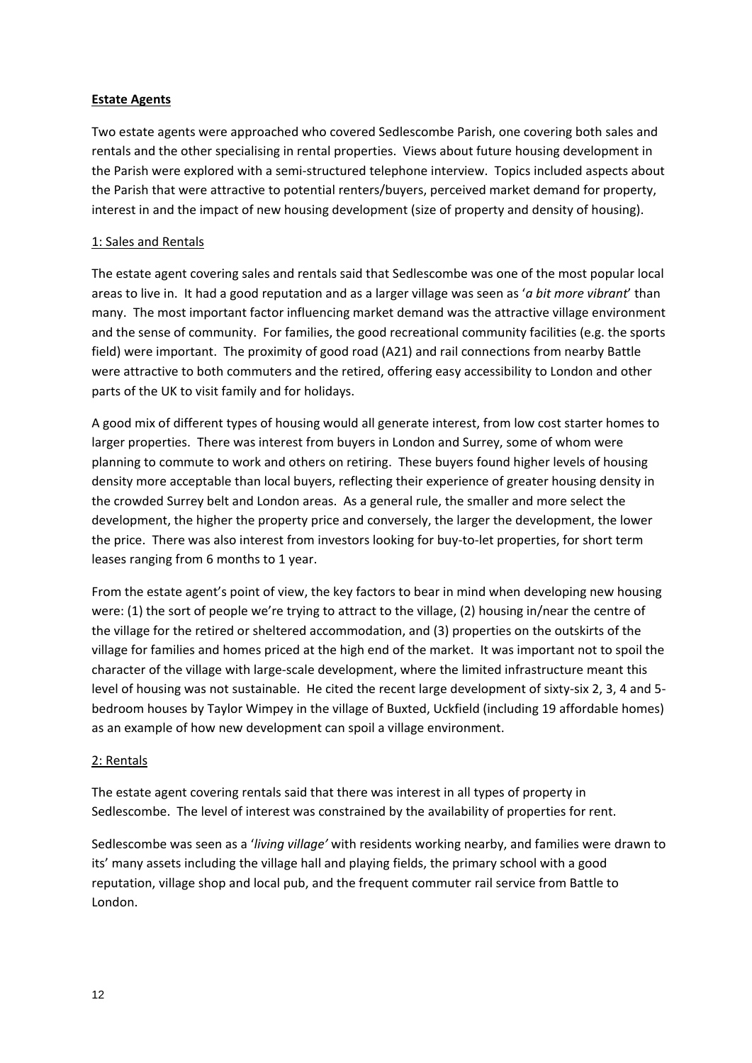**Estate Agents**

Two estate agents were approached who covered Sedlescombe Parish, one covering both sales and rentals and the other specialising in rental properties. Views about future housing development in the Parish were explored with a semi-structured telephone interview. Topics included aspects about the Parish that were attractive to potential renters/buyers, perceived market demand for property, interest in and the impact of new housing development (size of property and density of housing).

1: Sales and Rentals

The estate agent covering sales and rentals said that Sedlescombe was one of the most popular local areas to live in. It had a good reputation and as a larger village was seen as '*a bit more vibrant*' than many. The most important factor influencing market demand was the attractive village environment and the sense of community. For families, the good recreational community facilities (e.g. the sports field) were important. The proximity of good road (A21) and rail connections from nearby Battle were attractive to both commuters and the retired, offering easy accessibility to London and other parts of the UK to visit family and for holidays.

A good mix of different types of housing would all generate interest, from low cost starter homes to larger properties. There was interest from buyers in London and Surrey, some of whom were planning to commute to work and others on retiring. These buyers found higher levels of housing density more acceptable than local buyers, reflecting their experience of greater housing density in the crowded Surrey belt and London areas. As a general rule, the smaller and more select the development, the higher the property price and conversely, the larger the development, the lower the price. There was also interest from investors looking for buy-to-let properties, for short term leases ranging from 6 months to 1 year.

From the estate agent's point of view, the key factors to bear in mind when developing new housing were: (1) the sort of people we're trying to attract to the village, (2) housing in/near the centre of the village for the retired or sheltered accommodation, and (3) properties on the outskirts of the village for families and homes priced at the high end of the market. It was important not to spoil the character of the village with large-scale development, where the limited infrastructure meant this level of housing was not sustainable. He cited the recent large development of sixty-six 2, 3, 4 and 5-bedroom houses by Taylor Wimpey in the village of Buxted, Uckfield (including 19 affordable homes) as an example of how new development can spoil a village environment.

2: Rentals

The estate agent covering rentals said that there was interest in all types of property in Sedlescombe. The level of interest was constrained by the availability of properties for rent.

Sedlescombe was seen as a '*living village'* with residents working nearby, and families were drawn to its' many assets including the village hall and playing fields, the primary school with a good reputation, village shop and local pub, and the frequent commuter rail service from Battle to London.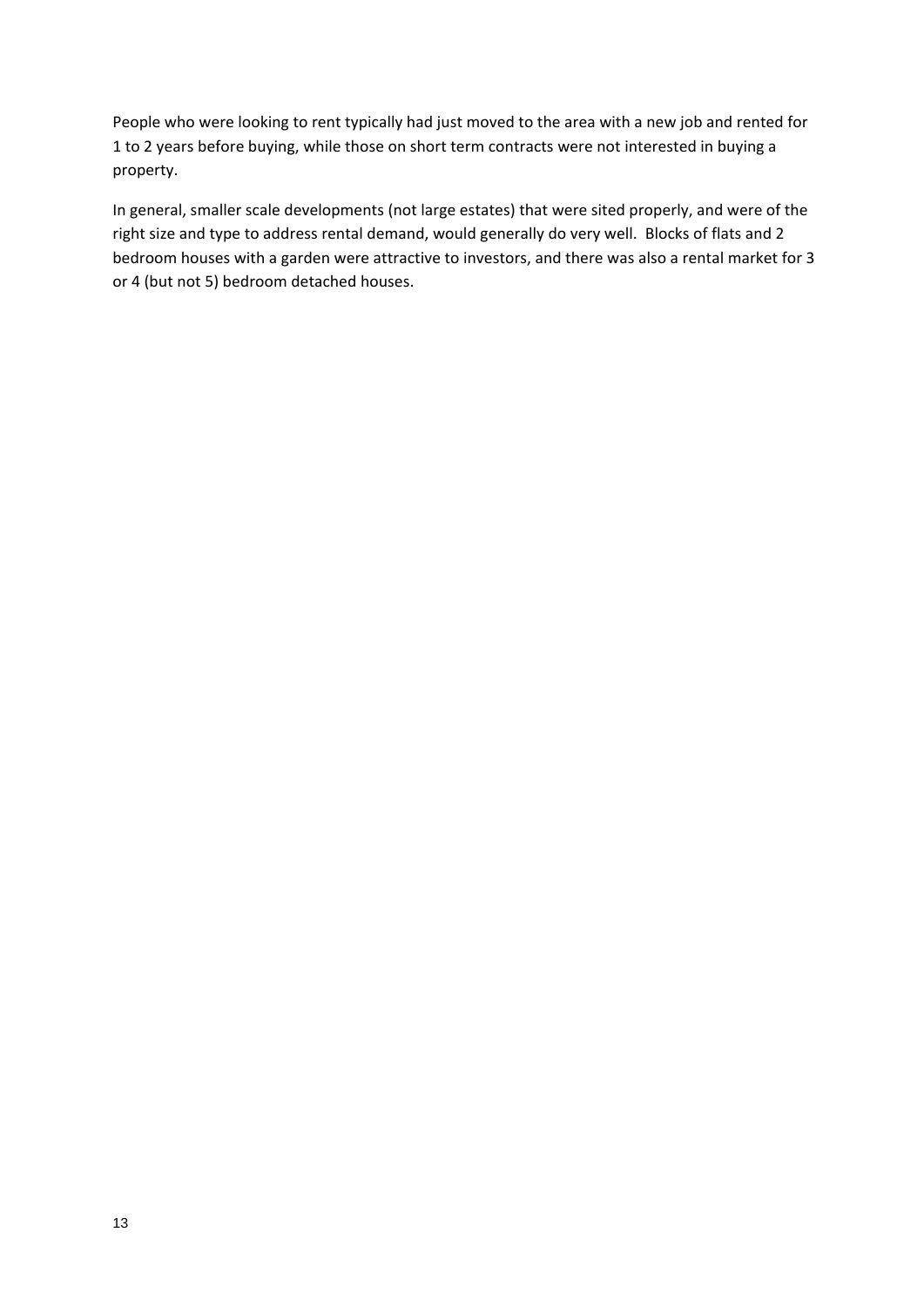People who were looking to rent typically had just moved to the area with a new job and rented for 1 to 2 years before buying, while those on short term contracts were not interested in buying a property.

In general, smaller scale developments (not large estates) that were sited properly, and were of the right size and type to address rental demand, would generally do very well. Blocks of flats and 2 bedroom houses with a garden were attractive to investors, and there was also a rental market for 3 or 4 (but not 5) bedroom detached houses.